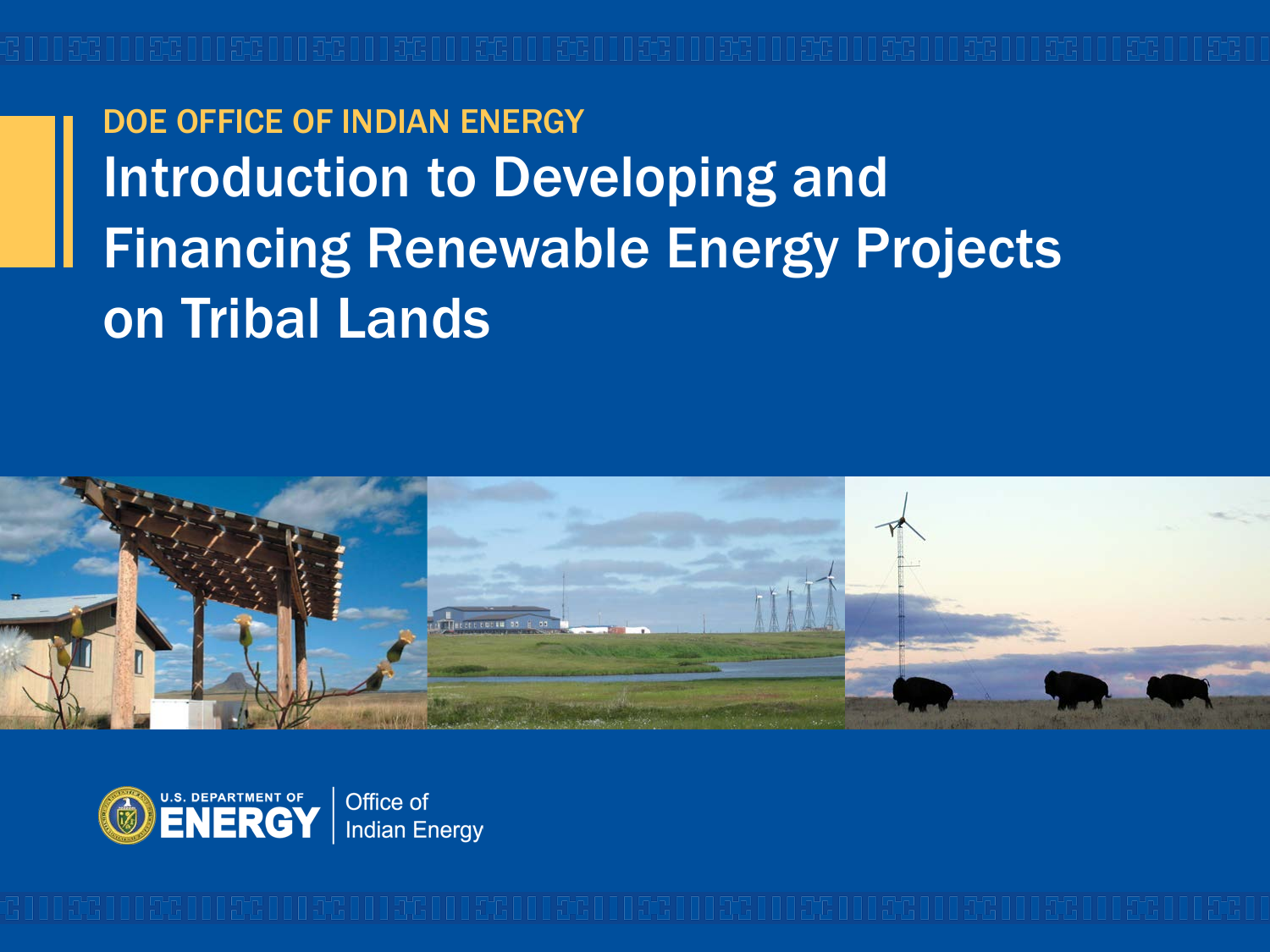DOE OFFICE OF INDIAN ENERGY

# Introduction to Developing and Financing Renewable Energy Projects on Tribal Lands

U.S. DEPARTMENT OF ENERGY | Office of Indian Energy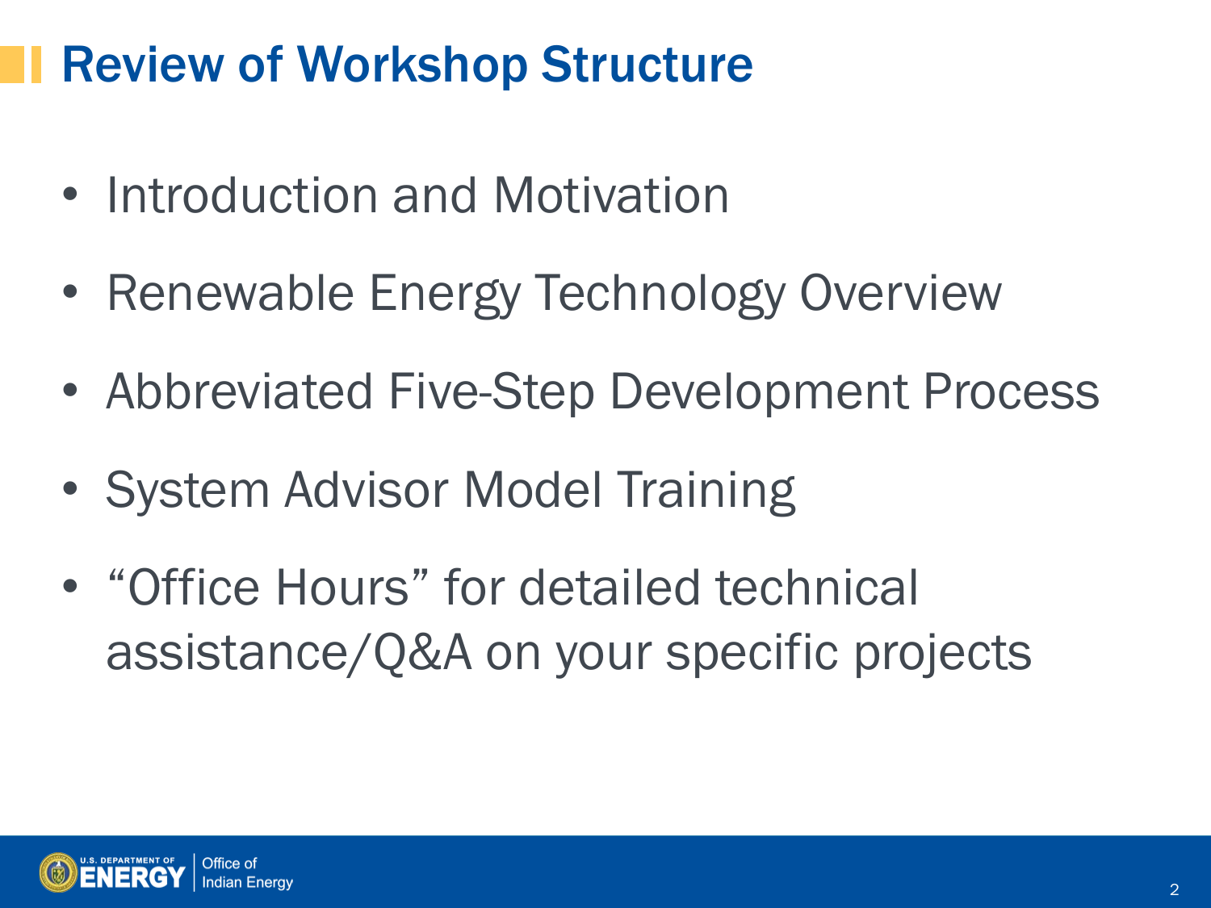# Review of Workshop Structure

- Introduction and Motivation
- Renewable Energy Technology Overview
- Abbreviated Five-Step Development Process
- System Advisor Model Training
- "Office Hours" for detailed technical assistance/Q&A on your specific projects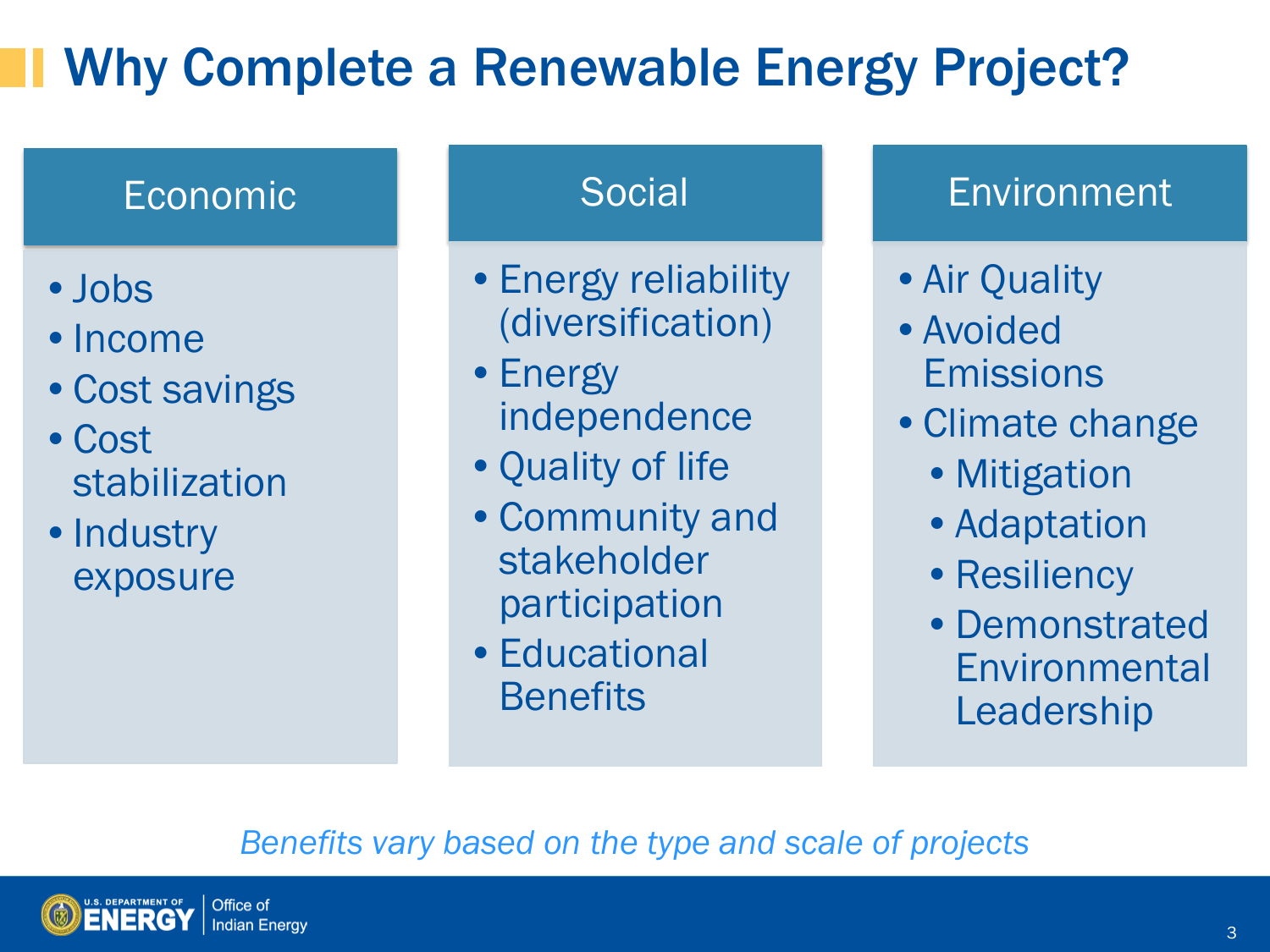# Why Complete a Renewable Energy Project?

### Economic

- Jobs
- Income
- Cost savings
- Cost stabilization
- Industry exposure

### Social

- Energy reliability (diversification)
- Energy independence
- Quality of life
- Community and stakeholder participation
- Educational Benefits

### Environment

- Air Quality
- Avoided Emissions
- Climate change
  - Mitigation
  - Adaptation
  - Resiliency
  - Demonstrated Environmental Leadership

*Benefits vary based on the type and scale of projects*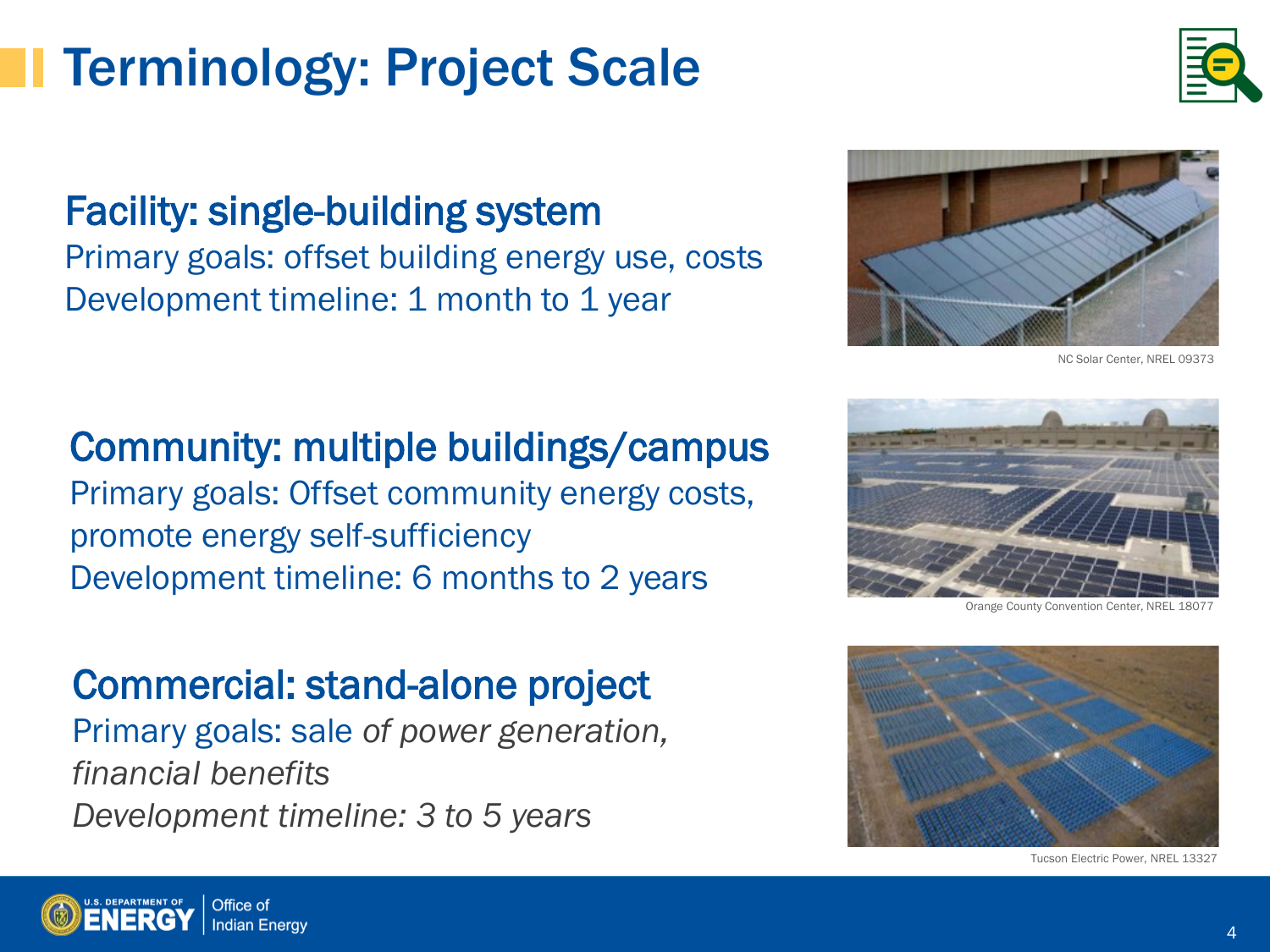# Terminology: Project Scale

## Facility: single-building system

Primary goals: offset building energy use, costs

Development timeline: 1 month to 1 year

NC Solar Center, NREL 09373

## Community: multiple buildings/campus

Primary goals: Offset community energy costs, promote energy self-sufficiency

Development timeline: 6 months to 2 years

Orange County Convention Center, NREL 18077

## Commercial: stand-alone project

Primary goals: sale *of power generation, financial benefits*

*Development timeline: 3 to 5 years*

Tucson Electric Power, NREL 13327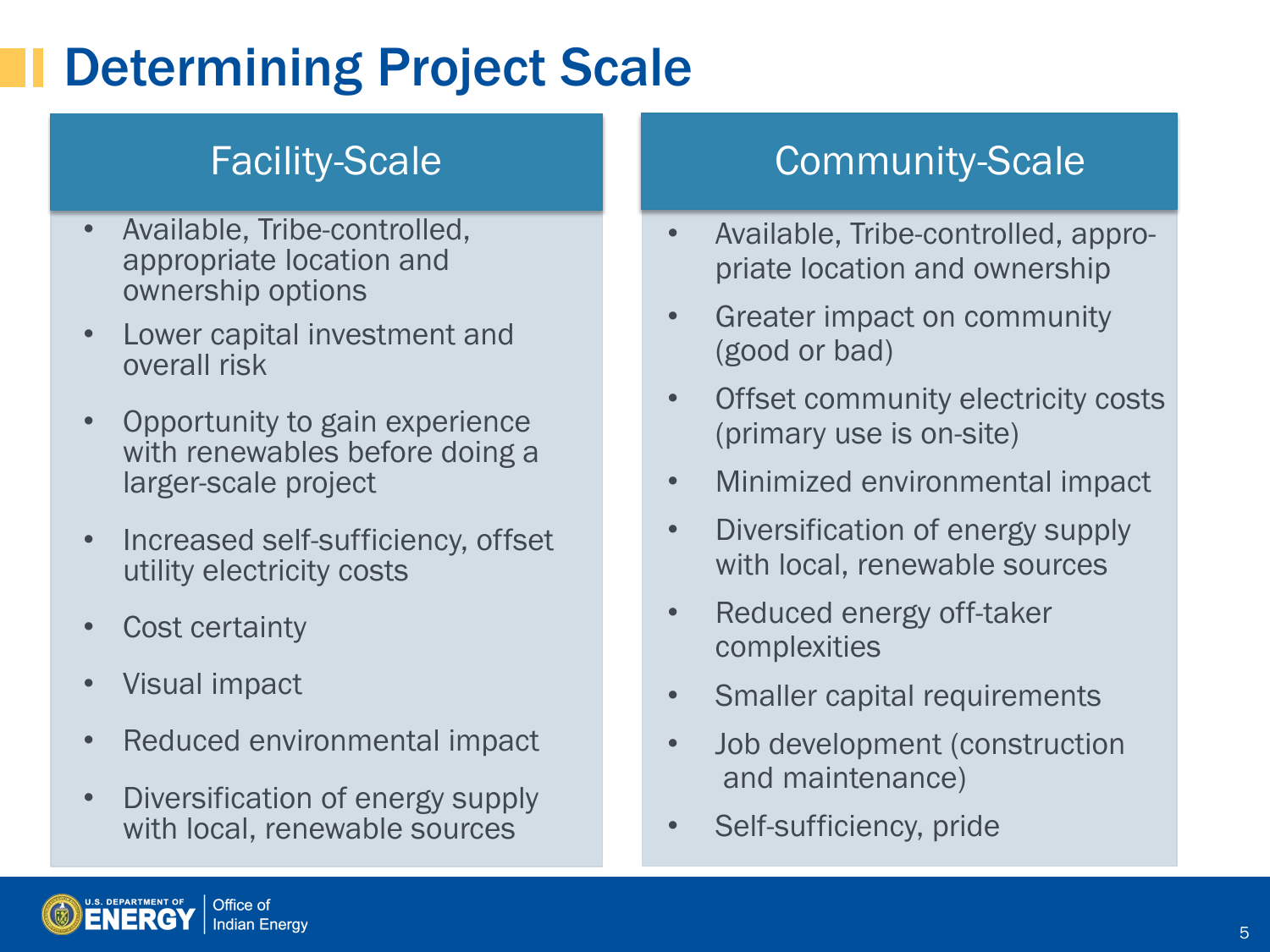# Determining Project Scale

## Facility-Scale

- Available, Tribe-controlled, appropriate location and ownership options
- Lower capital investment and overall risk
- Opportunity to gain experience with renewables before doing a larger-scale project
- Increased self-sufficiency, offset utility electricity costs
- Cost certainty
- Visual impact
- Reduced environmental impact
- Diversification of energy supply with local, renewable sources

## Community-Scale

- Available, Tribe-controlled, appropriate location and ownership
- Greater impact on community (good or bad)
- Offset community electricity costs (primary use is on-site)
- Minimized environmental impact
- Diversification of energy supply with local, renewable sources
- Reduced energy off-taker complexities
- Smaller capital requirements
- Job development (construction and maintenance)
- Self-sufficiency, pride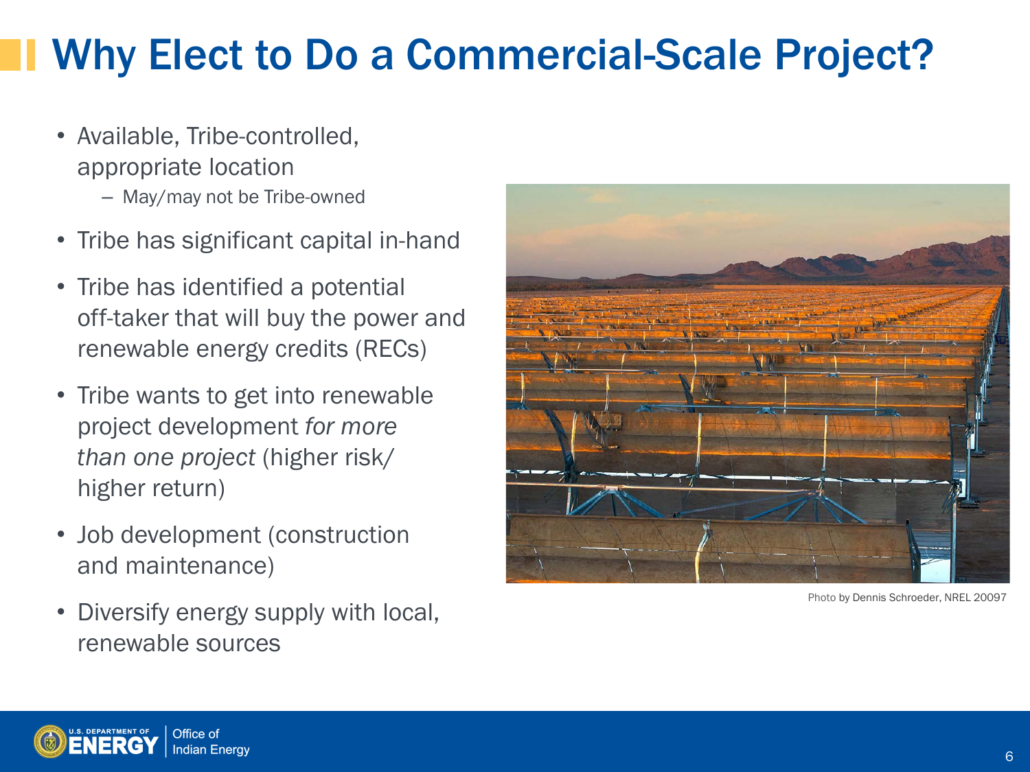# Why Elect to Do a Commercial-Scale Project?

- Available, Tribe-controlled, appropriate location
  - May/may not be Tribe-owned
- Tribe has significant capital in-hand
- Tribe has identified a potential off-taker that will buy the power and renewable energy credits (RECs)
- Tribe wants to get into renewable project development *for more than one project* (higher risk/ higher return)
- Job development (construction and maintenance)
- Diversify energy supply with local, renewable sources

Photo by Dennis Schroeder, NREL 20097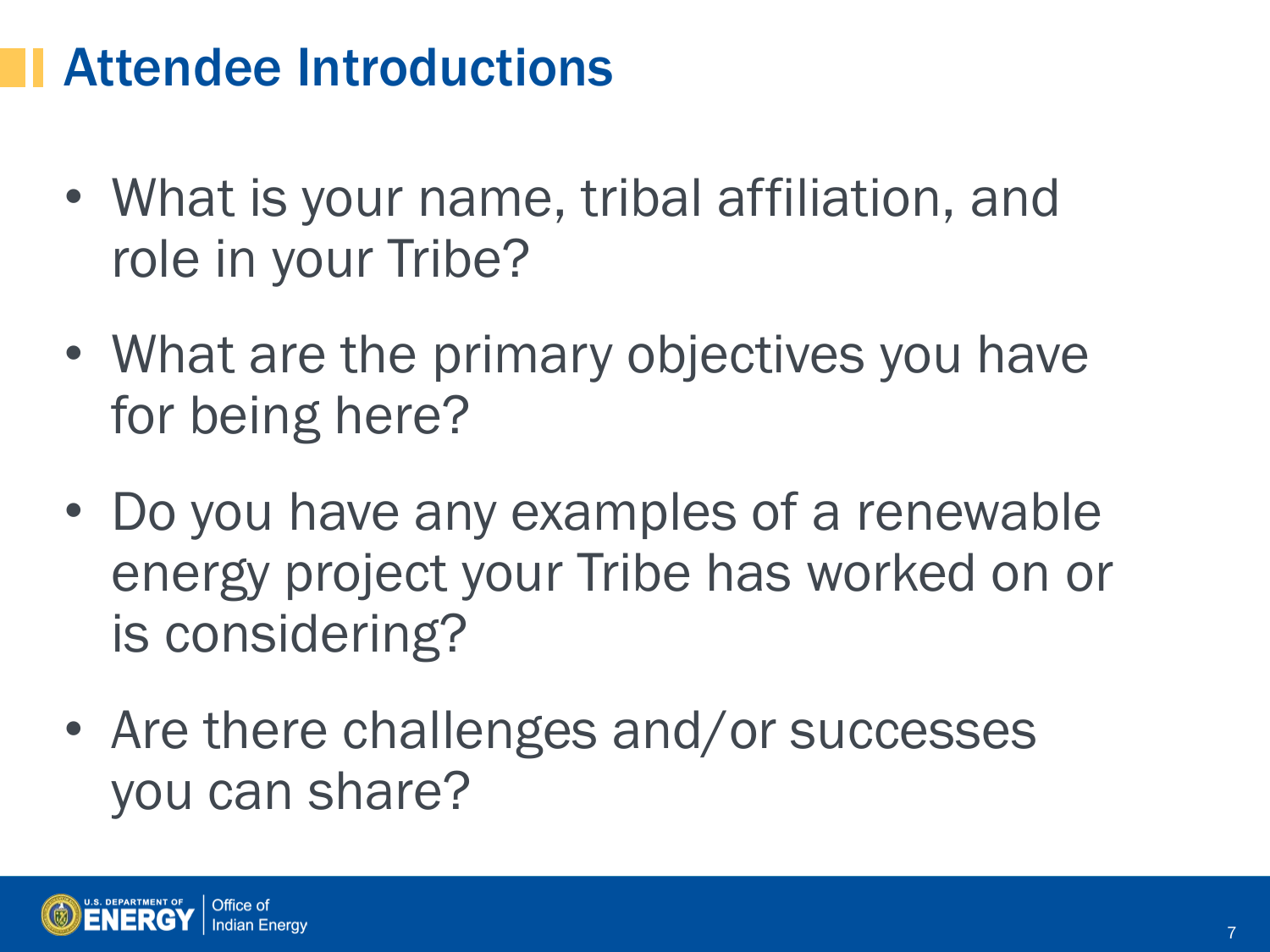# Attendee Introductions

- What is your name, tribal affiliation, and role in your Tribe?
- What are the primary objectives you have for being here?
- Do you have any examples of a renewable energy project your Tribe has worked on or is considering?
- Are there challenges and/or successes you can share?